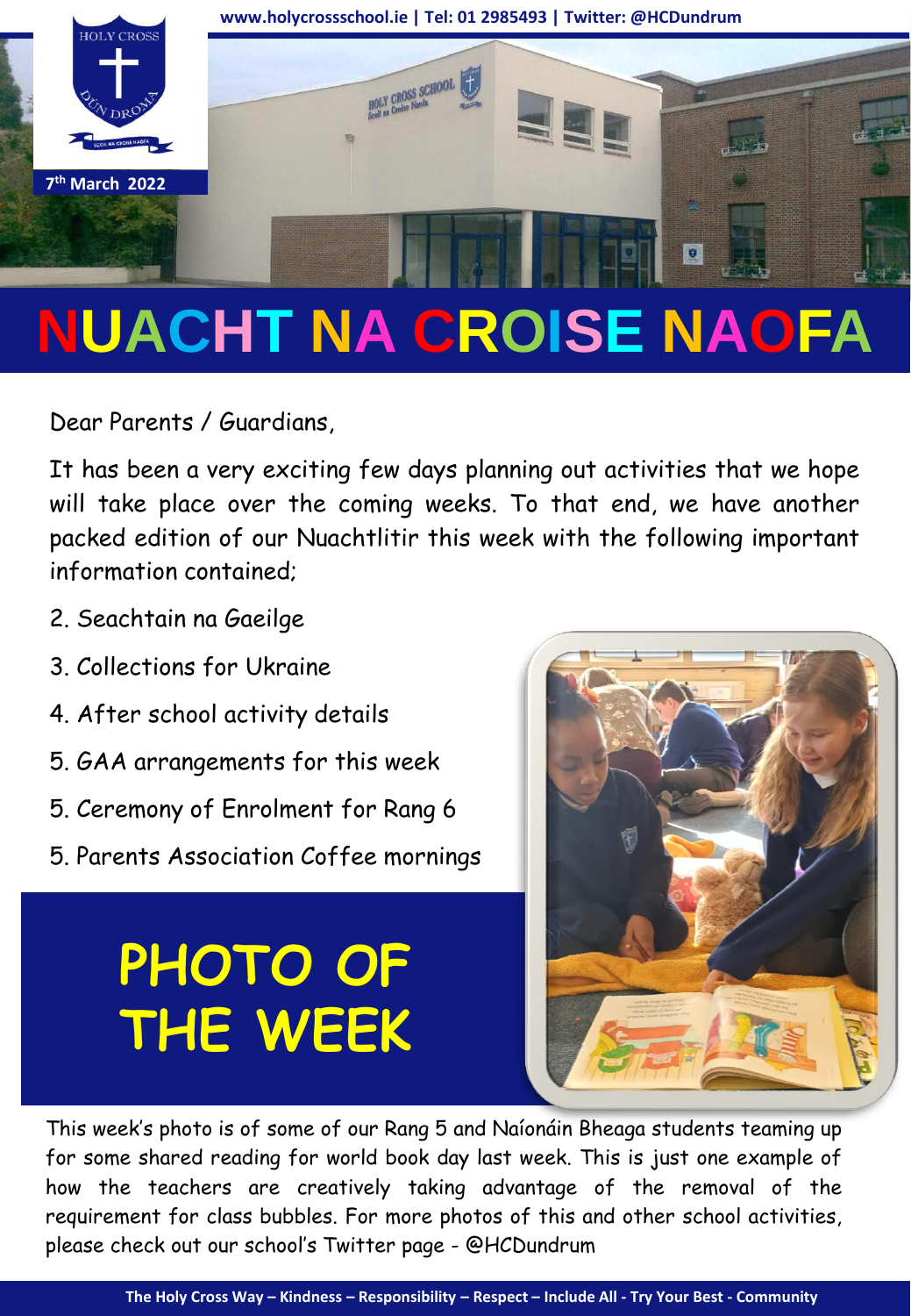www.holycrossschool.ie | Tel: 01 2985493 | Twitter: @HCDundrum

7th March 2022

# NUACHT NA CROISE NAOFA

Dear Parents / Guardians,

It has been a very exciting few days planning out activities that we hope will take place over the coming weeks. To that end, we have another packed edition of our Nuachtlitir this week with the following important information contained;

2. Seachtain na Gaeilge
3. Collections for Ukraine
4. After school activity details
5. GAA arrangements for this week
5. Ceremony of Enrolment for Rang 6
5. Parents Association Coffee mornings

## PHOTO OF THE WEEK

This week's photo is of some of our Rang 5 and Naíonáin Bheaga students teaming up for some shared reading for world book day last week. This is just one example of how the teachers are creatively taking advantage of the removal of the requirement for class bubbles. For more photos of this and other school activities, please check out our school's Twitter page - @HCDundrum

**The Holy Cross Way – Kindness – Responsibility – Respect – Include All - Try Your Best - Community**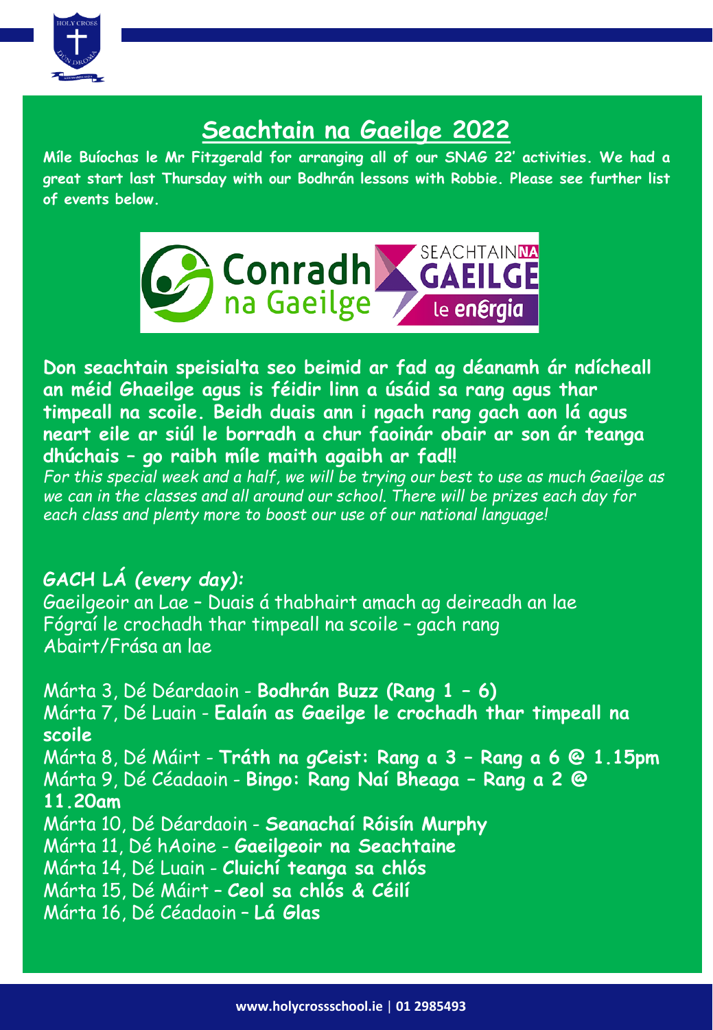# Seachtain na Gaeilge 2022

**Míle Buíochas le Mr Fitzgerald for arranging all of our SNAG 22' activities. We had a great start last Thursday with our Bodhrán lessons with Robbie. Please see further list of events below.**

**Don seachtain speisialta seo beimid ar fad ag déanamh ár ndícheall an méid Ghaeilge agus is féidir linn a úsáid sa rang agus thar timpeall na scoile. Beidh duais ann i ngach rang gach aon lá agus neart eile ar siúl le borradh a chur faoinár obair ar son ár teanga dhúchais – go raibh míle maith agaibh ar fad!!**

*For this special week and a half, we will be trying our best to use as much Gaeilge as we can in the classes and all around our school. There will be prizes each day for each class and plenty more to boost our use of our national language!*

***GACH LÁ (every day):***

Gaeilgeoir an Lae – Duais á thabhairt amach ag deireadh an lae
Fógraí le crochadh thar timpeall na scoile – gach rang
Abairt/Frása an lae

Márta 3, Dé Déardaoin - **Bodhrán Buzz (Rang 1 – 6)**
Márta 7, Dé Luain - **Ealaín as Gaeilge le crochadh thar timpeall na scoile**
Márta 8, Dé Máirt - **Tráth na gCeist: Rang a 3 – Rang a 6 @ 1.15pm**
Márta 9, Dé Céadaoin - **Bingo: Rang Naí Bheaga – Rang a 2 @ 11.20am**
Márta 10, Dé Déardaoin - **Seanachaí Róisín Murphy**
Márta 11, Dé hAoine - **Gaeilgeoir na Seachtaine**
Márta 14, Dé Luain - **Cluichí teanga sa chlós**
Márta 15, Dé Máirt – **Ceol sa chlós & Céilí**
Márta 16, Dé Céadaoin – **Lá Glas**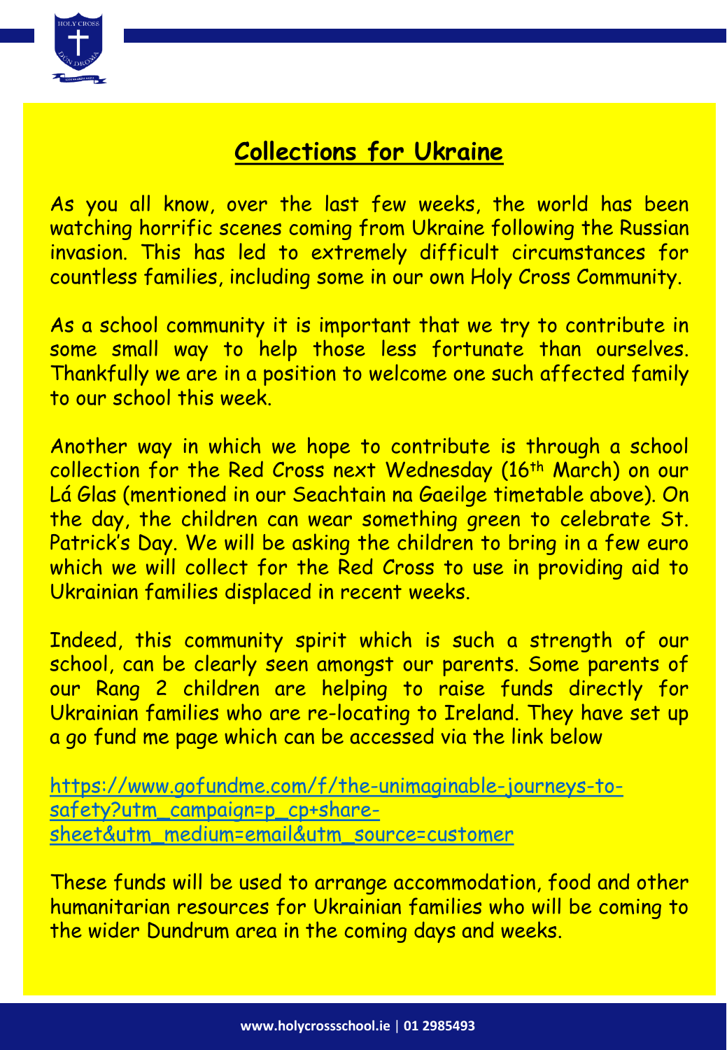## Collections for Ukraine

As you all know, over the last few weeks, the world has been watching horrific scenes coming from Ukraine following the Russian invasion. This has led to extremely difficult circumstances for countless families, including some in our own Holy Cross Community.

As a school community it is important that we try to contribute in some small way to help those less fortunate than ourselves. Thankfully we are in a position to welcome one such affected family to our school this week.

Another way in which we hope to contribute is through a school collection for the Red Cross next Wednesday (16th March) on our Lá Glas (mentioned in our Seachtain na Gaeilge timetable above). On the day, the children can wear something green to celebrate St. Patrick's Day. We will be asking the children to bring in a few euro which we will collect for the Red Cross to use in providing aid to Ukrainian families displaced in recent weeks.

Indeed, this community spirit which is such a strength of our school, can be clearly seen amongst our parents. Some parents of our Rang 2 children are helping to raise funds directly for Ukrainian families who are re-locating to Ireland. They have set up a go fund me page which can be accessed via the link below

https://www.gofundme.com/f/the-unimaginable-journeys-to-safety?utm_campaign=p_cp+share-sheet&utm_medium=email&utm_source=customer

These funds will be used to arrange accommodation, food and other humanitarian resources for Ukrainian families who will be coming to the wider Dundrum area in the coming days and weeks.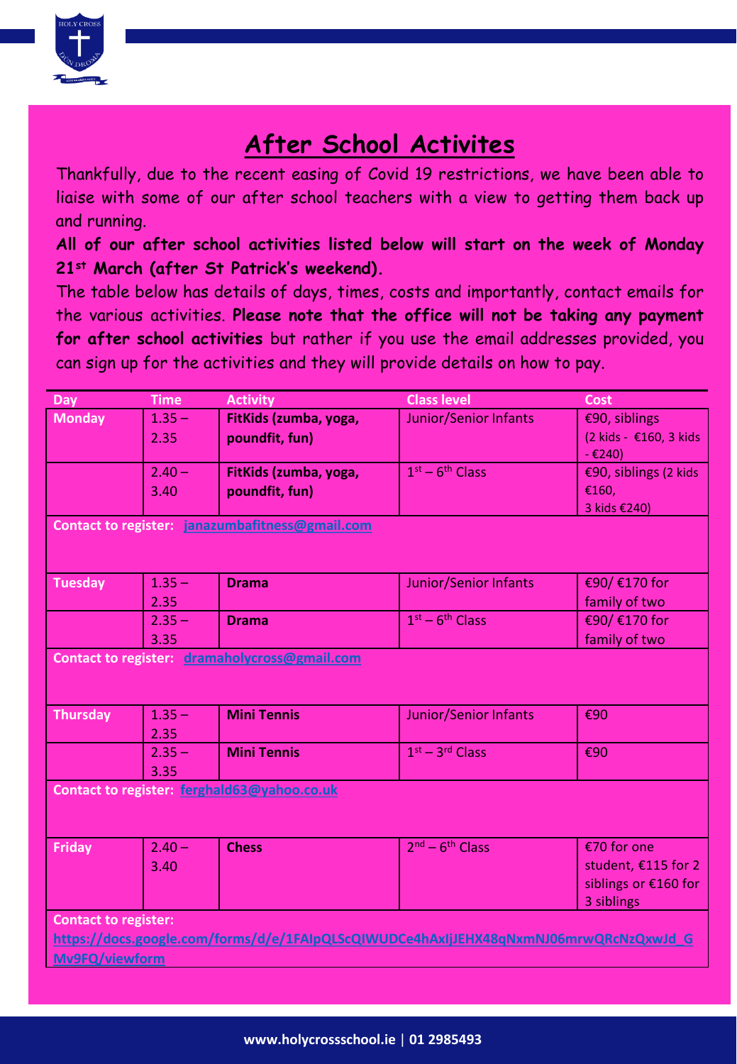# After School Activites

Thankfully, due to the recent easing of Covid 19 restrictions, we have been able to liaise with some of our after school teachers with a view to getting them back up and running.

**All of our after school activities listed below will start on the week of Monday 21st March (after St Patrick's weekend).**

The table below has details of days, times, costs and importantly, contact emails for the various activities. **Please note that the office will not be taking any payment for after school activities** but rather if you use the email addresses provided, you can sign up for the activities and they will provide details on how to pay.

| Day | Time | Activity | Class level | Cost |
|---|---|---|---|---|
| Monday | 1.35 – 2.35 | **FitKids (zumba, yoga, poundfit, fun)** | Junior/Senior Infants | €90, siblings (2 kids - €160, 3 kids - €240) |
| | 2.40 – 3.40 | **FitKids (zumba, yoga, poundfit, fun)** | 1st – 6th Class | €90, siblings (2 kids €160, 3 kids €240) |
| **Contact to register:** janazumbafitness@gmail.com | | | | |
| Tuesday | 1.35 – 2.35 | **Drama** | Junior/Senior Infants | €90/ €170 for family of two |
| | 2.35 – 3.35 | **Drama** | 1st – 6th Class | €90/ €170 for family of two |
| **Contact to register:** dramaholycross@gmail.com | | | | |
| Thursday | 1.35 – 2.35 | **Mini Tennis** | Junior/Senior Infants | €90 |
| | 2.35 – 3.35 | **Mini Tennis** | 1st – 3rd Class | €90 |
| **Contact to register:** ferghald63@yahoo.co.uk | | | | |
| Friday | 2.40 – 3.40 | **Chess** | 2nd – 6th Class | €70 for one student, €115 for 2 siblings or €160 for 3 siblings |
| **Contact to register:** https://docs.google.com/forms/d/e/1FAIpQLScQIWUDCe4hAxIjJEHX48qNxmNJ06mrwQRcNzQxwJd_GMv9FQ/viewform | | | | |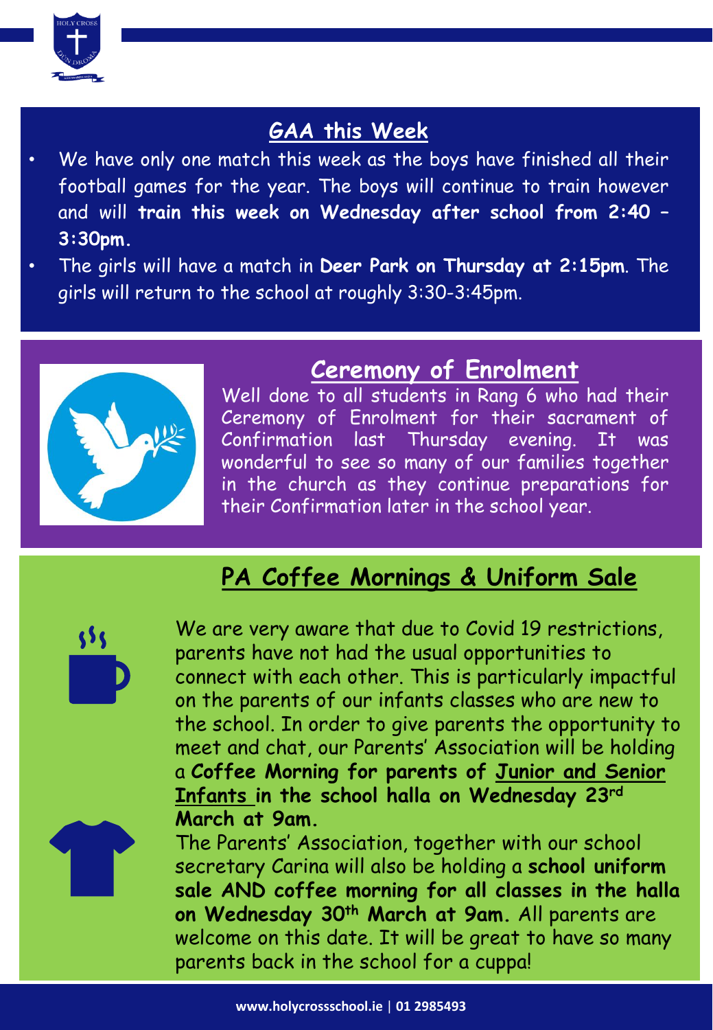## GAA this Week

- We have only one match this week as the boys have finished all their football games for the year. The boys will continue to train however and will **train this week on Wednesday after school from 2:40 – 3:30pm.**
- The girls will have a match in **Deer Park on Thursday at 2:15pm**. The girls will return to the school at roughly 3:30-3:45pm.

## Ceremony of Enrolment

Well done to all students in Rang 6 who had their Ceremony of Enrolment for their sacrament of Confirmation last Thursday evening. It was wonderful to see so many of our families together in the church as they continue preparations for their Confirmation later in the school year.

## PA Coffee Mornings & Uniform Sale

We are very aware that due to Covid 19 restrictions, parents have not had the usual opportunities to connect with each other. This is particularly impactful on the parents of our infants classes who are new to the school. In order to give parents the opportunity to meet and chat, our Parents' Association will be holding a **Coffee Morning for parents of Junior and Senior Infants in the school halla on Wednesday 23rd March at 9am.**

The Parents' Association, together with our school secretary Carina will also be holding a **school uniform sale AND coffee morning for all classes in the halla on Wednesday 30th March at 9am.** All parents are welcome on this date. It will be great to have so many parents back in the school for a cuppa!

www.holycrossschool.ie | 01 2985493